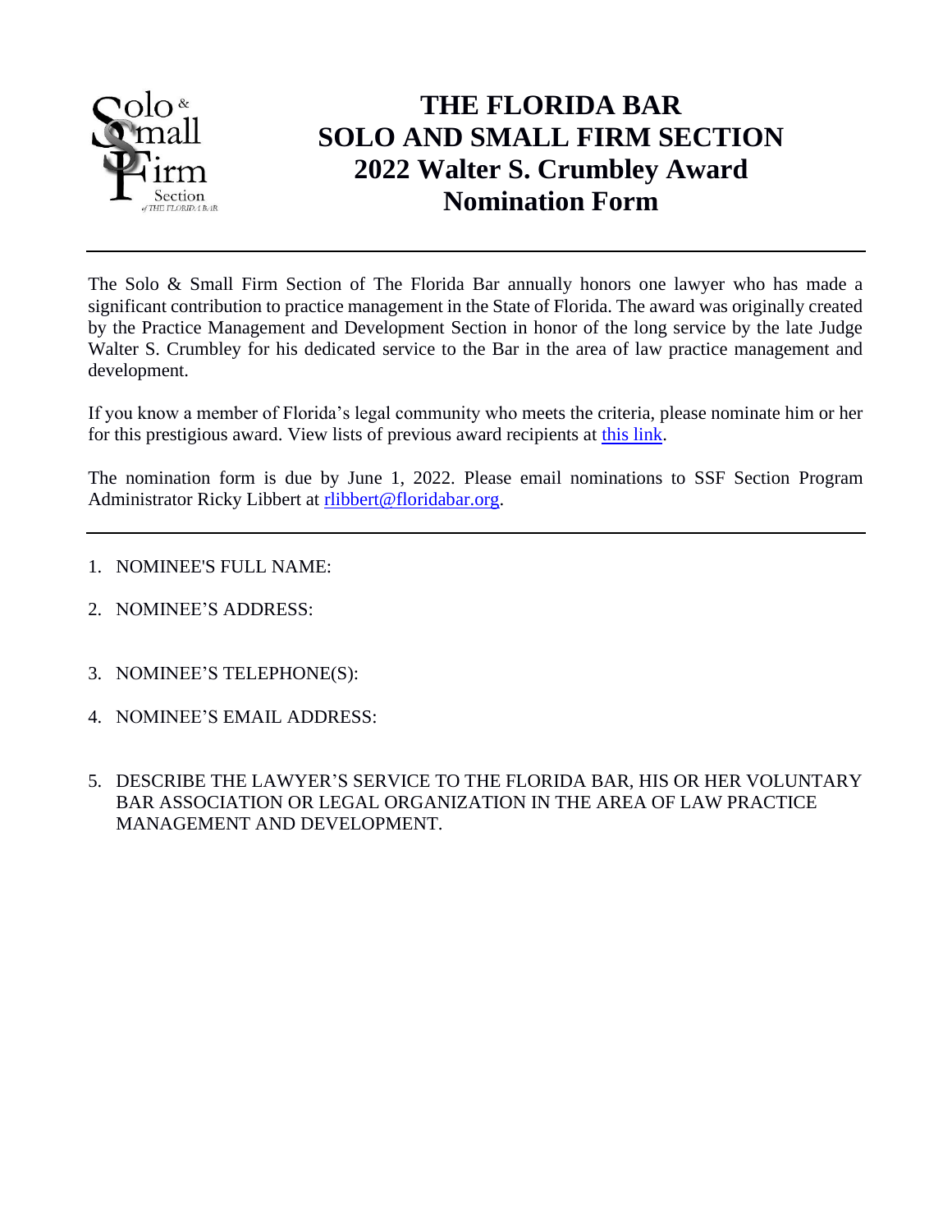# THE FLORIDA BAR SOLO AND SMALL FIRM SECTION 2022 Walter S. Crumbley Award Nomination Form

---

The Solo & Small Firm Section of The Florida Bar annually honors one lawyer who has made a significant contribution to practice management in the State of Florida. The award was originally created by the Practice Management and Development Section in honor of the long service by the late Judge Walter S. Crumbley for his dedicated service to the Bar in the area of law practice management and development.

If you know a member of Florida's legal community who meets the criteria, please nominate him or her for this prestigious award. View lists of previous award recipients at [this link].

The nomination form is due by June 1, 2022. Please email nominations to SSF Section Program Administrator Ricky Libbert at rlibbert@floridabar.org.

---

1. NOMINEE'S FULL NAME:
2. NOMINEE'S ADDRESS:
3. NOMINEE'S TELEPHONE(S):
4. NOMINEE'S EMAIL ADDRESS:
5. DESCRIBE THE LAWYER'S SERVICE TO THE FLORIDA BAR, HIS OR HER VOLUNTARY BAR ASSOCIATION OR LEGAL ORGANIZATION IN THE AREA OF LAW PRACTICE MANAGEMENT AND DEVELOPMENT.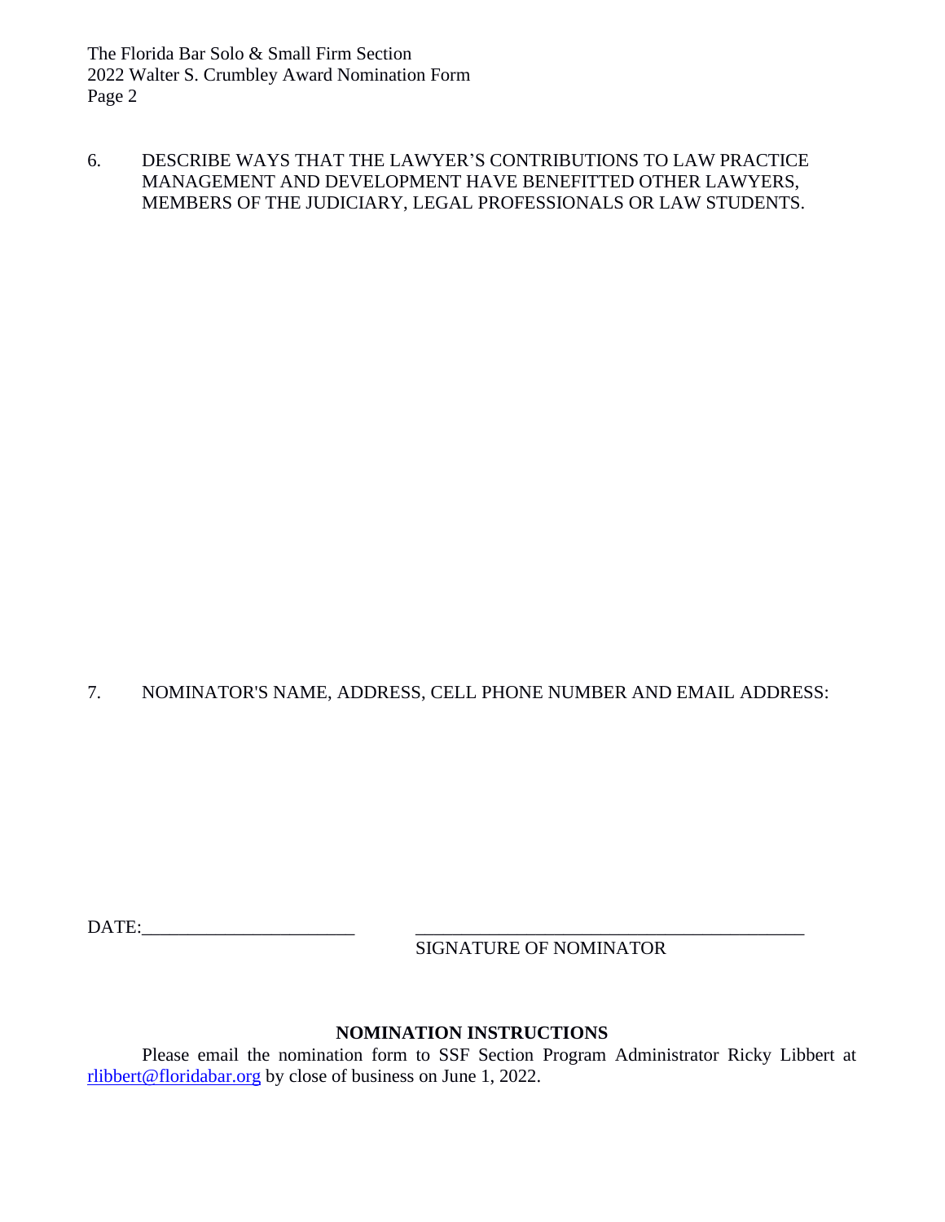6. DESCRIBE WAYS THAT THE LAWYER'S CONTRIBUTIONS TO LAW PRACTICE MANAGEMENT AND DEVELOPMENT HAVE BENEFITTED OTHER LAWYERS, MEMBERS OF THE JUDICIARY, LEGAL PROFESSIONALS OR LAW STUDENTS.

7. NOMINATOR'S NAME, ADDRESS, CELL PHONE NUMBER AND EMAIL ADDRESS:

DATE:______________________ ________________________________________

SIGNATURE OF NOMINATOR

**NOMINATION INSTRUCTIONS**

Please email the nomination form to SSF Section Program Administrator Ricky Libbert at rlibbert@floridabar.org by close of business on June 1, 2022.